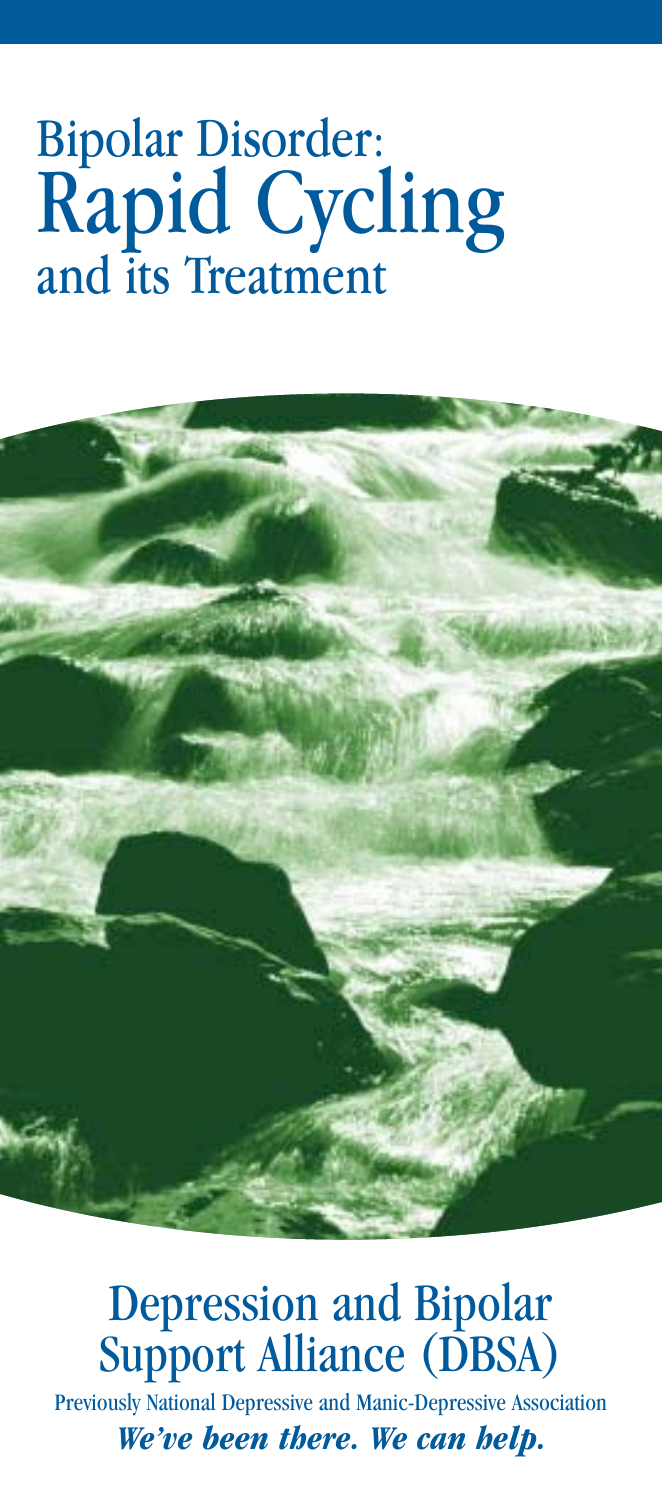# Bipolar Disorder: Rapid Cycling and its Treatment

## Depression and Bipolar Support Alliance (DBSA)

Previously National Depressive and Manic-Depressive Association

***We've been there. We can help.***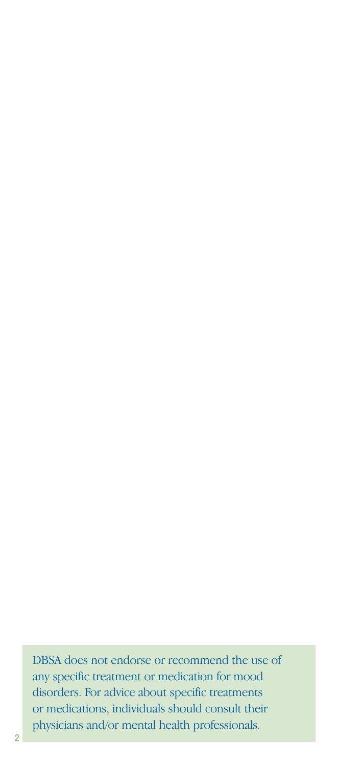DBSA does not endorse or recommend the use of any specific treatment or medication for mood disorders. For advice about specific treatments or medications, individuals should consult their physicians and/or mental health professionals.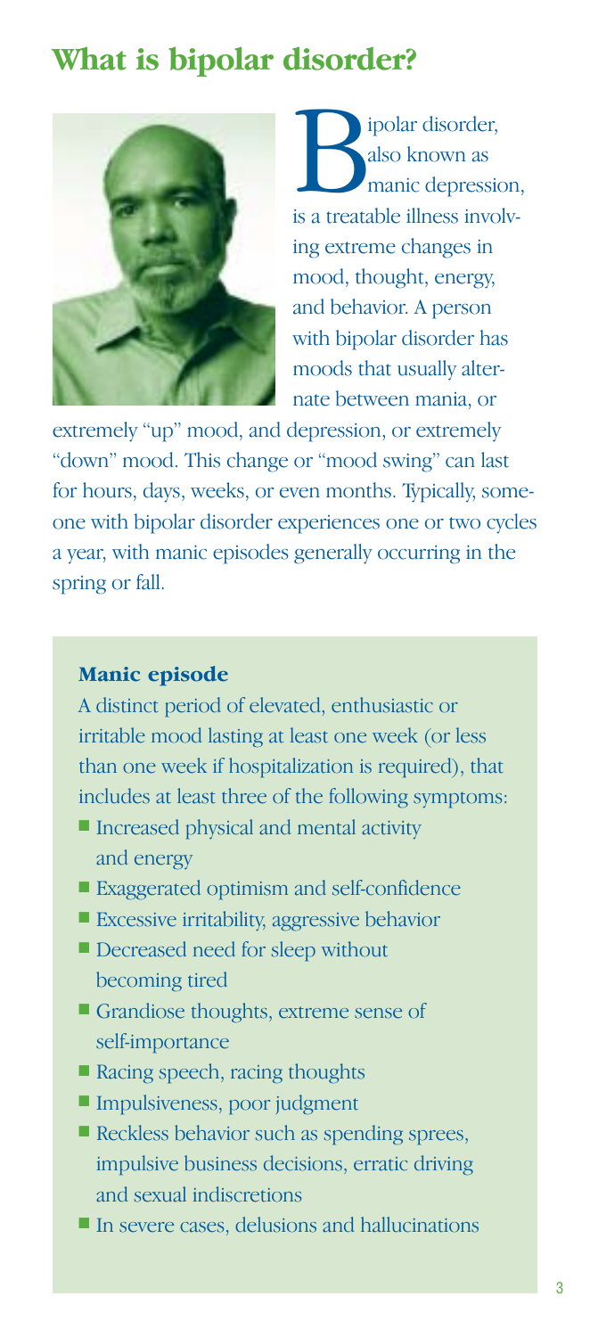# What is bipolar disorder?

Bipolar disorder, also known as manic depression, is a treatable illness involving extreme changes in mood, thought, energy, and behavior. A person with bipolar disorder has moods that usually alternate between mania, or extremely "up" mood, and depression, or extremely "down" mood. This change or "mood swing" can last for hours, days, weeks, or even months. Typically, someone with bipolar disorder experiences one or two cycles a year, with manic episodes generally occurring in the spring or fall.

### Manic episode

A distinct period of elevated, enthusiastic or irritable mood lasting at least one week (or less than one week if hospitalization is required), that includes at least three of the following symptoms:

- Increased physical and mental activity and energy
- Exaggerated optimism and self-confidence
- Excessive irritability, aggressive behavior
- Decreased need for sleep without becoming tired
- Grandiose thoughts, extreme sense of self-importance
- Racing speech, racing thoughts
- Impulsiveness, poor judgment
- Reckless behavior such as spending sprees, impulsive business decisions, erratic driving and sexual indiscretions
- In severe cases, delusions and hallucinations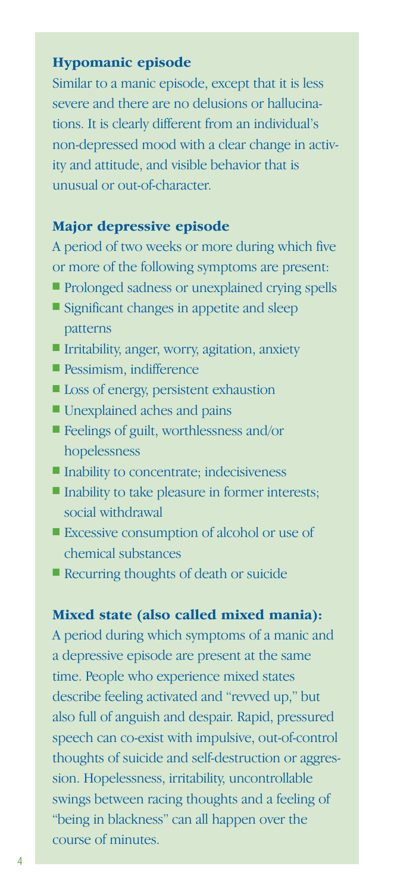### Hypomanic episode

Similar to a manic episode, except that it is less severe and there are no delusions or hallucinations. It is clearly different from an individual's non-depressed mood with a clear change in activity and attitude, and visible behavior that is unusual or out-of-character.

### Major depressive episode

A period of two weeks or more during which five or more of the following symptoms are present:

- Prolonged sadness or unexplained crying spells
- Significant changes in appetite and sleep patterns
- Irritability, anger, worry, agitation, anxiety
- Pessimism, indifference
- Loss of energy, persistent exhaustion
- Unexplained aches and pains
- Feelings of guilt, worthlessness and/or hopelessness
- Inability to concentrate; indecisiveness
- Inability to take pleasure in former interests; social withdrawal
- Excessive consumption of alcohol or use of chemical substances
- Recurring thoughts of death or suicide

### Mixed state (also called mixed mania):

A period during which symptoms of a manic and a depressive episode are present at the same time. People who experience mixed states describe feeling activated and "revved up," but also full of anguish and despair. Rapid, pressured speech can co-exist with impulsive, out-of-control thoughts of suicide and self-destruction or aggression. Hopelessness, irritability, uncontrollable swings between racing thoughts and a feeling of "being in blackness" can all happen over the course of minutes.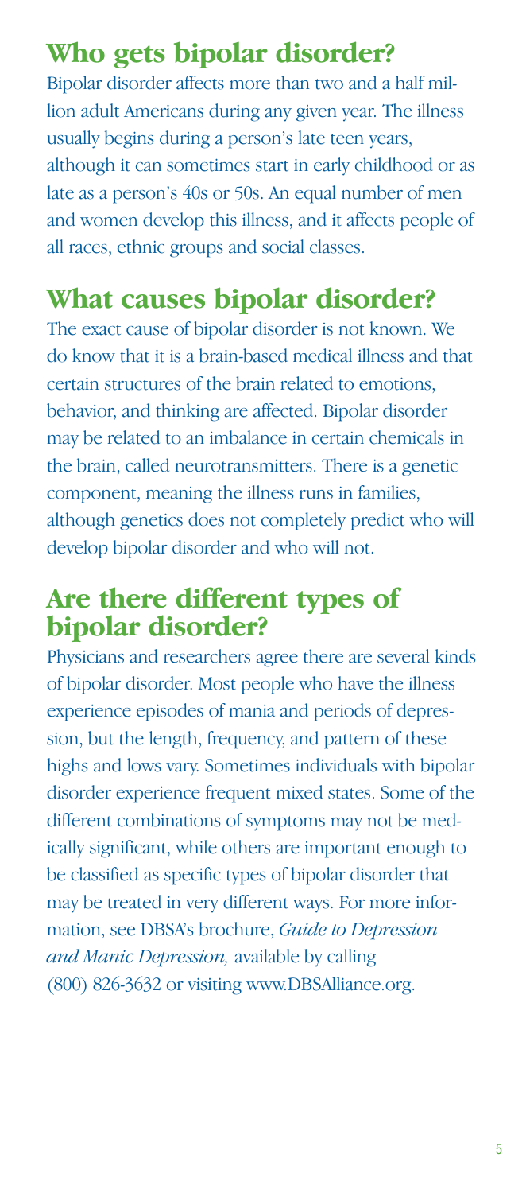## Who gets bipolar disorder?

Bipolar disorder affects more than two and a half million adult Americans during any given year. The illness usually begins during a person's late teen years, although it can sometimes start in early childhood or as late as a person's 40s or 50s. An equal number of men and women develop this illness, and it affects people of all races, ethnic groups and social classes.

## What causes bipolar disorder?

The exact cause of bipolar disorder is not known. We do know that it is a brain-based medical illness and that certain structures of the brain related to emotions, behavior, and thinking are affected. Bipolar disorder may be related to an imbalance in certain chemicals in the brain, called neurotransmitters. There is a genetic component, meaning the illness runs in families, although genetics does not completely predict who will develop bipolar disorder and who will not.

## Are there different types of bipolar disorder?

Physicians and researchers agree there are several kinds of bipolar disorder. Most people who have the illness experience episodes of mania and periods of depression, but the length, frequency, and pattern of these highs and lows vary. Sometimes individuals with bipolar disorder experience frequent mixed states. Some of the different combinations of symptoms may not be medically significant, while others are important enough to be classified as specific types of bipolar disorder that may be treated in very different ways. For more information, see DBSA's brochure, *Guide to Depression and Manic Depression,* available by calling (800) 826-3632 or visiting www.DBSAlliance.org.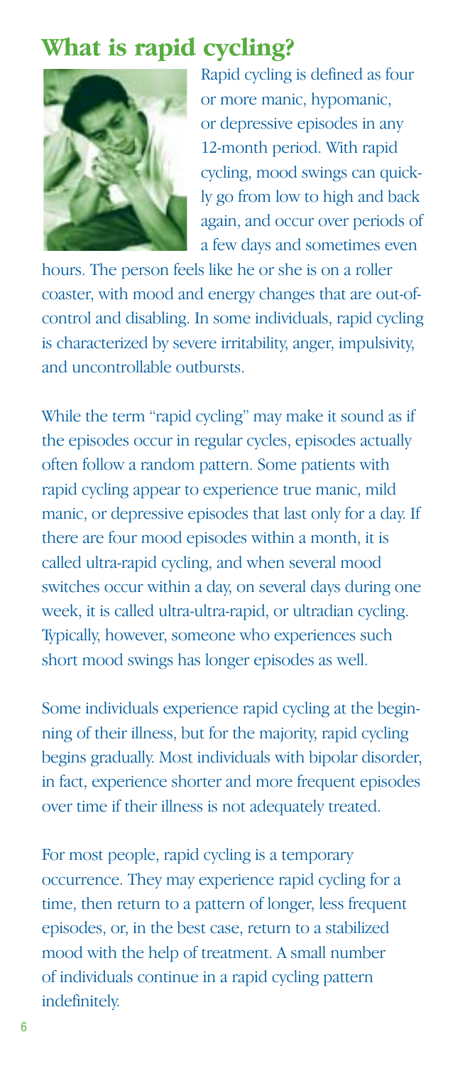# What is rapid cycling?

Rapid cycling is defined as four or more manic, hypomanic, or depressive episodes in any 12-month period. With rapid cycling, mood swings can quickly go from low to high and back again, and occur over periods of a few days and sometimes even hours. The person feels like he or she is on a roller coaster, with mood and energy changes that are out-of-control and disabling. In some individuals, rapid cycling is characterized by severe irritability, anger, impulsivity, and uncontrollable outbursts.

While the term "rapid cycling" may make it sound as if the episodes occur in regular cycles, episodes actually often follow a random pattern. Some patients with rapid cycling appear to experience true manic, mild manic, or depressive episodes that last only for a day. If there are four mood episodes within a month, it is called ultra-rapid cycling, and when several mood switches occur within a day, on several days during one week, it is called ultra-ultra-rapid, or ultradian cycling. Typically, however, someone who experiences such short mood swings has longer episodes as well.

Some individuals experience rapid cycling at the beginning of their illness, but for the majority, rapid cycling begins gradually. Most individuals with bipolar disorder, in fact, experience shorter and more frequent episodes over time if their illness is not adequately treated.

For most people, rapid cycling is a temporary occurrence. They may experience rapid cycling for a time, then return to a pattern of longer, less frequent episodes, or, in the best case, return to a stabilized mood with the help of treatment. A small number of individuals continue in a rapid cycling pattern indefinitely.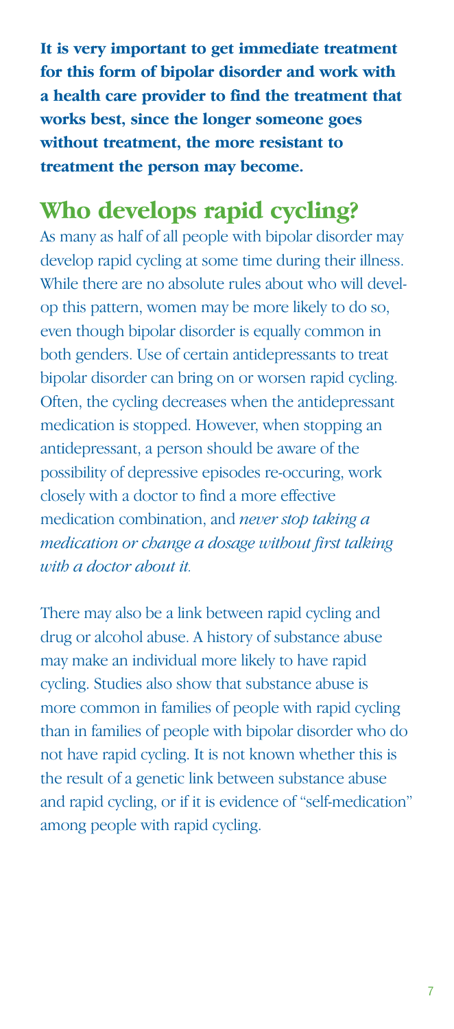**It is very important to get immediate treatment for this form of bipolar disorder and work with a health care provider to find the treatment that works best, since the longer someone goes without treatment, the more resistant to treatment the person may become.**

## Who develops rapid cycling?

As many as half of all people with bipolar disorder may develop rapid cycling at some time during their illness. While there are no absolute rules about who will develop this pattern, women may be more likely to do so, even though bipolar disorder is equally common in both genders. Use of certain antidepressants to treat bipolar disorder can bring on or worsen rapid cycling. Often, the cycling decreases when the antidepressant medication is stopped. However, when stopping an antidepressant, a person should be aware of the possibility of depressive episodes re-occuring, work closely with a doctor to find a more effective medication combination, and *never stop taking a medication or change a dosage without first talking with a doctor about it.*

There may also be a link between rapid cycling and drug or alcohol abuse. A history of substance abuse may make an individual more likely to have rapid cycling. Studies also show that substance abuse is more common in families of people with rapid cycling than in families of people with bipolar disorder who do not have rapid cycling. It is not known whether this is the result of a genetic link between substance abuse and rapid cycling, or if it is evidence of "self-medication" among people with rapid cycling.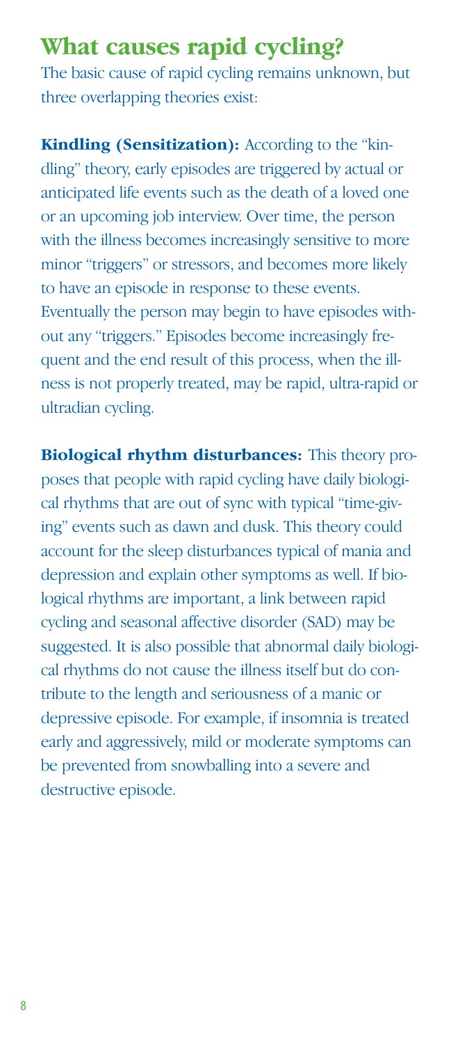## What causes rapid cycling?

The basic cause of rapid cycling remains unknown, but three overlapping theories exist:

**Kindling (Sensitization):** According to the "kindling" theory, early episodes are triggered by actual or anticipated life events such as the death of a loved one or an upcoming job interview. Over time, the person with the illness becomes increasingly sensitive to more minor "triggers" or stressors, and becomes more likely to have an episode in response to these events. Eventually the person may begin to have episodes without any "triggers." Episodes become increasingly frequent and the end result of this process, when the illness is not properly treated, may be rapid, ultra-rapid or ultradian cycling.

**Biological rhythm disturbances:** This theory proposes that people with rapid cycling have daily biological rhythms that are out of sync with typical "time-giving" events such as dawn and dusk. This theory could account for the sleep disturbances typical of mania and depression and explain other symptoms as well. If biological rhythms are important, a link between rapid cycling and seasonal affective disorder (SAD) may be suggested. It is also possible that abnormal daily biological rhythms do not cause the illness itself but do contribute to the length and seriousness of a manic or depressive episode. For example, if insomnia is treated early and aggressively, mild or moderate symptoms can be prevented from snowballing into a severe and destructive episode.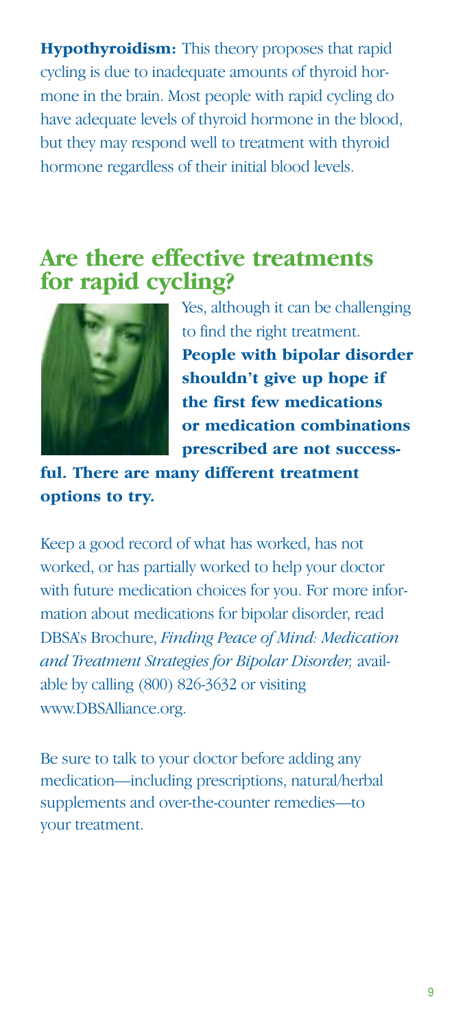**Hypothyroidism:** This theory proposes that rapid cycling is due to inadequate amounts of thyroid hormone in the brain. Most people with rapid cycling do have adequate levels of thyroid hormone in the blood, but they may respond well to treatment with thyroid hormone regardless of their initial blood levels.

## Are there effective treatments for rapid cycling?

Yes, although it can be challenging to find the right treatment. **People with bipolar disorder shouldn't give up hope if the first few medications or medication combinations prescribed are not successful. There are many different treatment options to try.**

Keep a good record of what has worked, has not worked, or has partially worked to help your doctor with future medication choices for you. For more information about medications for bipolar disorder, read DBSA's Brochure, *Finding Peace of Mind: Medication and Treatment Strategies for Bipolar Disorder,* available by calling (800) 826-3632 or visiting www.DBSAlliance.org.

Be sure to talk to your doctor before adding any medication—including prescriptions, natural/herbal supplements and over-the-counter remedies—to your treatment.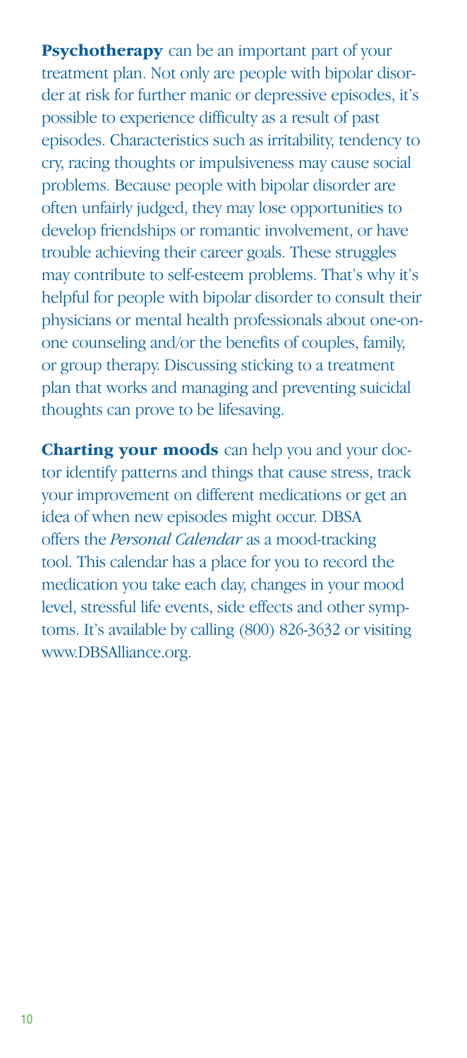**Psychotherapy** can be an important part of your treatment plan. Not only are people with bipolar disorder at risk for further manic or depressive episodes, it's possible to experience difficulty as a result of past episodes. Characteristics such as irritability, tendency to cry, racing thoughts or impulsiveness may cause social problems. Because people with bipolar disorder are often unfairly judged, they may lose opportunities to develop friendships or romantic involvement, or have trouble achieving their career goals. These struggles may contribute to self-esteem problems. That's why it's helpful for people with bipolar disorder to consult their physicians or mental health professionals about one-on-one counseling and/or the benefits of couples, family, or group therapy. Discussing sticking to a treatment plan that works and managing and preventing suicidal thoughts can prove to be lifesaving.

**Charting your moods** can help you and your doctor identify patterns and things that cause stress, track your improvement on different medications or get an idea of when new episodes might occur. DBSA offers the *Personal Calendar* as a mood-tracking tool. This calendar has a place for you to record the medication you take each day, changes in your mood level, stressful life events, side effects and other symptoms. It's available by calling (800) 826-3632 or visiting www.DBSAlliance.org.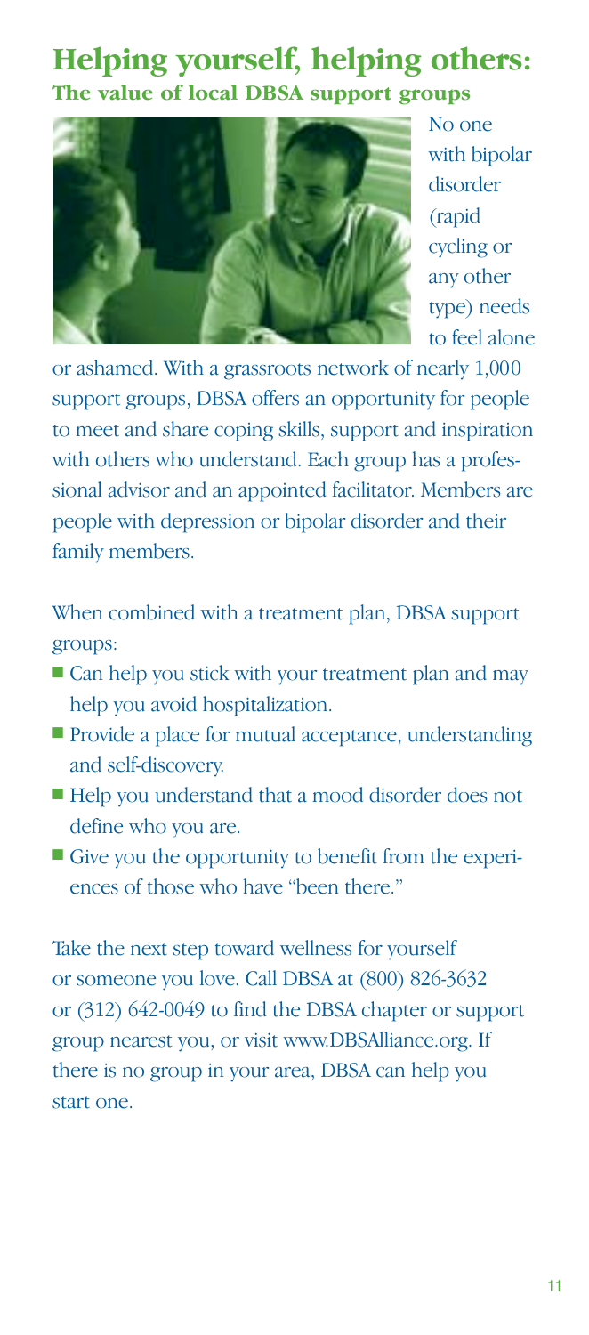## Helping yourself, helping others:
### The value of local DBSA support groups

No one with bipolar disorder (rapid cycling or any other type) needs to feel alone or ashamed. With a grassroots network of nearly 1,000 support groups, DBSA offers an opportunity for people to meet and share coping skills, support and inspiration with others who understand. Each group has a professional advisor and an appointed facilitator. Members are people with depression or bipolar disorder and their family members.

When combined with a treatment plan, DBSA support groups:

- Can help you stick with your treatment plan and may help you avoid hospitalization.
- Provide a place for mutual acceptance, understanding and self-discovery.
- Help you understand that a mood disorder does not define who you are.
- Give you the opportunity to benefit from the experiences of those who have "been there."

Take the next step toward wellness for yourself or someone you love. Call DBSA at (800) 826-3632 or (312) 642-0049 to find the DBSA chapter or support group nearest you, or visit www.DBSAlliance.org. If there is no group in your area, DBSA can help you start one.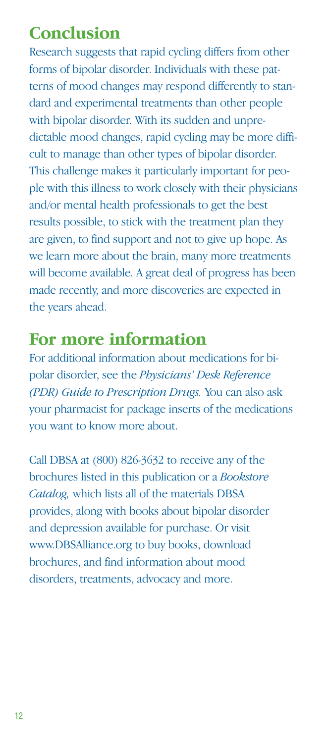## Conclusion

Research suggests that rapid cycling differs from other forms of bipolar disorder. Individuals with these patterns of mood changes may respond differently to standard and experimental treatments than other people with bipolar disorder. With its sudden and unpredictable mood changes, rapid cycling may be more difficult to manage than other types of bipolar disorder. This challenge makes it particularly important for people with this illness to work closely with their physicians and/or mental health professionals to get the best results possible, to stick with the treatment plan they are given, to find support and not to give up hope. As we learn more about the brain, many more treatments will become available. A great deal of progress has been made recently, and more discoveries are expected in the years ahead.

## For more information

For additional information about medications for bipolar disorder, see the *Physicians' Desk Reference (PDR) Guide to Prescription Drugs.* You can also ask your pharmacist for package inserts of the medications you want to know more about.

Call DBSA at (800) 826-3632 to receive any of the brochures listed in this publication or a *Bookstore Catalog,* which lists all of the materials DBSA provides, along with books about bipolar disorder and depression available for purchase. Or visit www.DBSAlliance.org to buy books, download brochures, and find information about mood disorders, treatments, advocacy and more.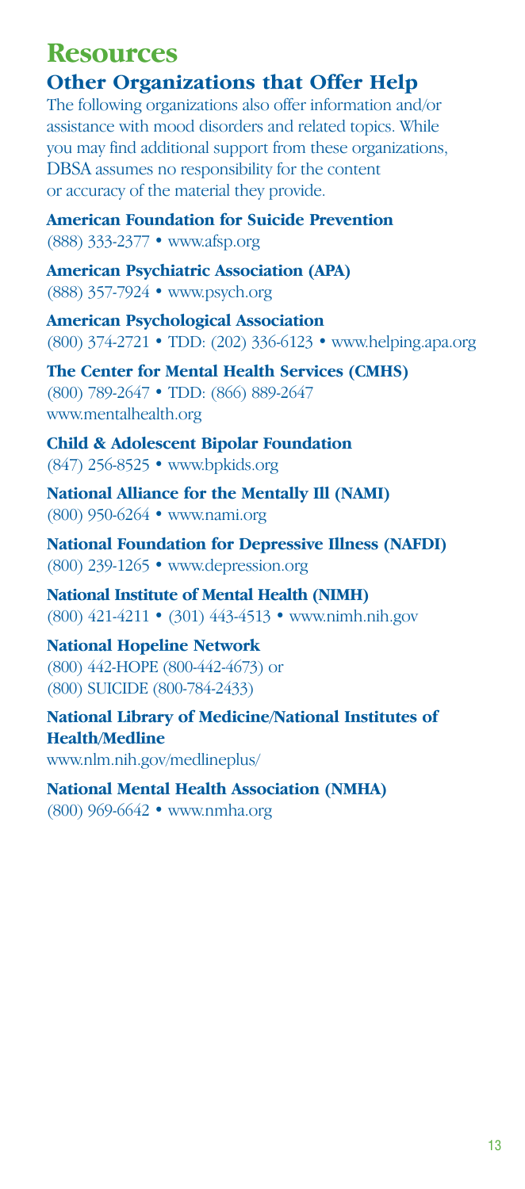# Resources

## Other Organizations that Offer Help

The following organizations also offer information and/or assistance with mood disorders and related topics. While you may find additional support from these organizations, DBSA assumes no responsibility for the content or accuracy of the material they provide.

**American Foundation for Suicide Prevention**
(888) 333-2377 • www.afsp.org

**American Psychiatric Association (APA)**
(888) 357-7924 • www.psych.org

**American Psychological Association**
(800) 374-2721 • TDD: (202) 336-6123 • www.helping.apa.org

**The Center for Mental Health Services (CMHS)**
(800) 789-2647 • TDD: (866) 889-2647
www.mentalhealth.org

**Child & Adolescent Bipolar Foundation**
(847) 256-8525 • www.bpkids.org

**National Alliance for the Mentally Ill (NAMI)**
(800) 950-6264 • www.nami.org

**National Foundation for Depressive Illness (NAFDI)**
(800) 239-1265 • www.depression.org

**National Institute of Mental Health (NIMH)**
(800) 421-4211 • (301) 443-4513 • www.nimh.nih.gov

**National Hopeline Network**
(800) 442-HOPE (800-442-4673) or
(800) SUICIDE (800-784-2433)

**National Library of Medicine/National Institutes of Health/Medline**
www.nlm.nih.gov/medlineplus/

**National Mental Health Association (NMHA)**
(800) 969-6642 • www.nmha.org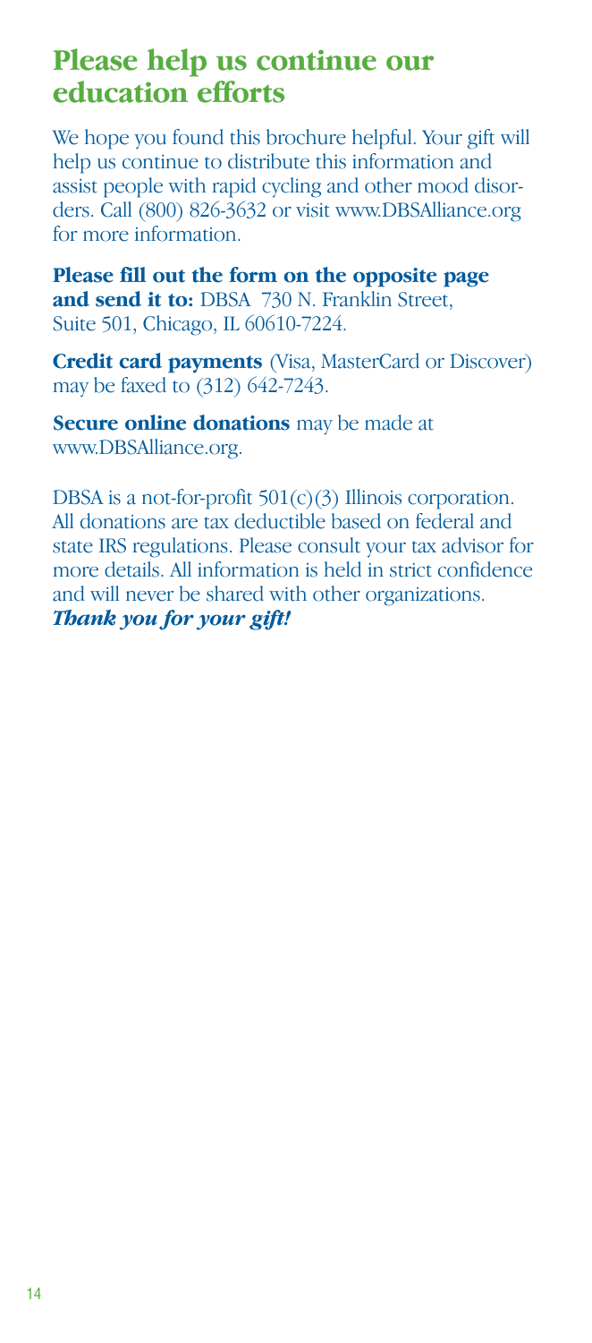## Please help us continue our education efforts

We hope you found this brochure helpful. Your gift will help us continue to distribute this information and assist people with rapid cycling and other mood disorders. Call (800) 826-3632 or visit www.DBSAlliance.org for more information.

**Please fill out the form on the opposite page and send it to:** DBSA 730 N. Franklin Street, Suite 501, Chicago, IL 60610-7224.

**Credit card payments** (Visa, MasterCard or Discover) may be faxed to (312) 642-7243.

**Secure online donations** may be made at www.DBSAlliance.org.

DBSA is a not-for-profit 501(c)(3) Illinois corporation. All donations are tax deductible based on federal and state IRS regulations. Please consult your tax advisor for more details. All information is held in strict confidence and will never be shared with other organizations.
***Thank you for your gift!***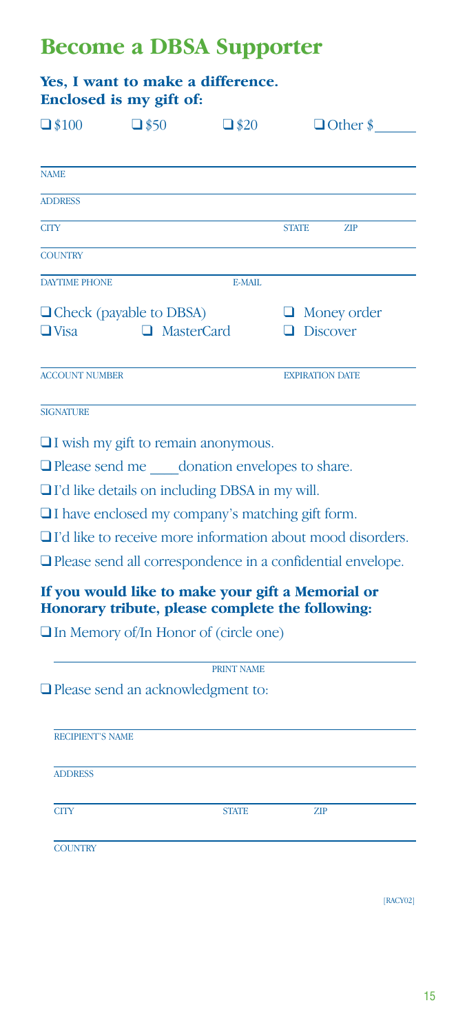# Become a DBSA Supporter

**Yes, I want to make a difference.**
**Enclosed is my gift of:**

❑ $100 ❑ $50 ❑ $20 ❑ Other $______

NAME

ADDRESS

CITY STATE ZIP

COUNTRY

DAYTIME PHONE E-MAIL

❑ Check (payable to DBSA) ❑ Money order

❑ Visa ❑ MasterCard ❑ Discover

ACCOUNT NUMBER EXPIRATION DATE

SIGNATURE

❑ I wish my gift to remain anonymous.

❑ Please send me ____donation envelopes to share.

❑ I'd like details on including DBSA in my will.

❑ I have enclosed my company's matching gift form.

❑ I'd like to receive more information about mood disorders.

❑ Please send all correspondence in a confidential envelope.

**If you would like to make your gift a Memorial or Honorary tribute, please complete the following:**

❑ In Memory of/In Honor of (circle one)

PRINT NAME

❑ Please send an acknowledgment to:

RECIPIENT'S NAME

ADDRESS

CITY STATE ZIP

COUNTRY

[RACY02]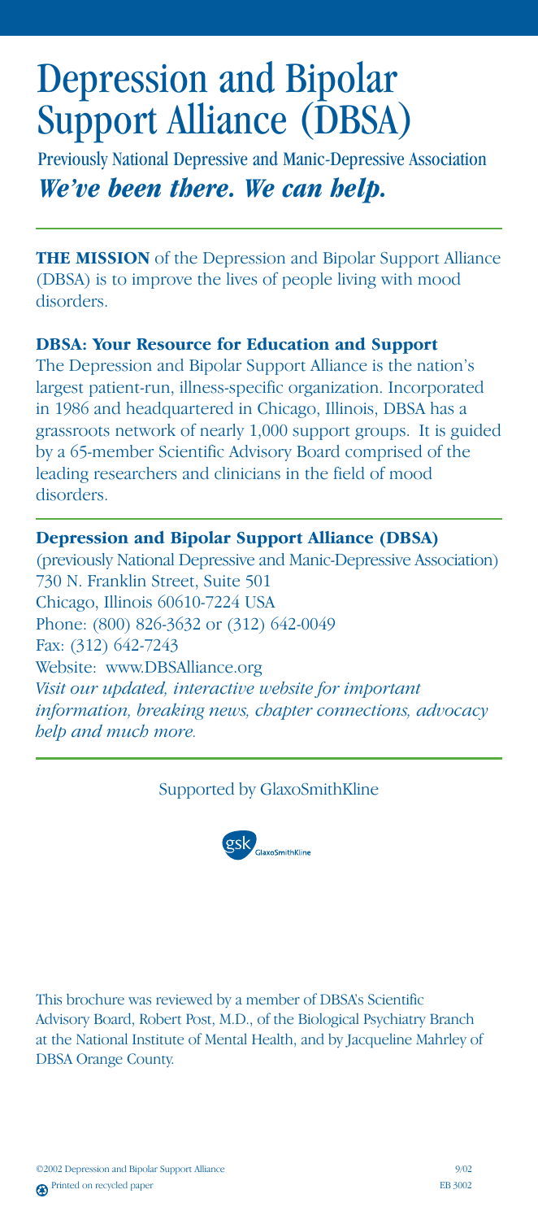# Depression and Bipolar Support Alliance (DBSA)

Previously National Depressive and Manic-Depressive Association

***We've been there. We can help.***

**THE MISSION** of the Depression and Bipolar Support Alliance (DBSA) is to improve the lives of people living with mood disorders.

**DBSA: Your Resource for Education and Support**

The Depression and Bipolar Support Alliance is the nation's largest patient-run, illness-specific organization. Incorporated in 1986 and headquartered in Chicago, Illinois, DBSA has a grassroots network of nearly 1,000 support groups. It is guided by a 65-member Scientific Advisory Board comprised of the leading researchers and clinicians in the field of mood disorders.

**Depression and Bipolar Support Alliance (DBSA)**

(previously National Depressive and Manic-Depressive Association)
730 N. Franklin Street, Suite 501
Chicago, Illinois 60610-7224 USA
Phone: (800) 826-3632 or (312) 642-0049
Fax: (312) 642-7243
Website: www.DBSAlliance.org
*Visit our updated, interactive website for important information, breaking news, chapter connections, advocacy help and much more.*

Supported by GlaxoSmithKline

gsk GlaxoSmithKline

This brochure was reviewed by a member of DBSA's Scientific Advisory Board, Robert Post, M.D., of the Biological Psychiatry Branch at the National Institute of Mental Health, and by Jacqueline Mahrley of DBSA Orange County.

©2002 Depression and Bipolar Support Alliance 9/02

Printed on recycled paper EB 3002